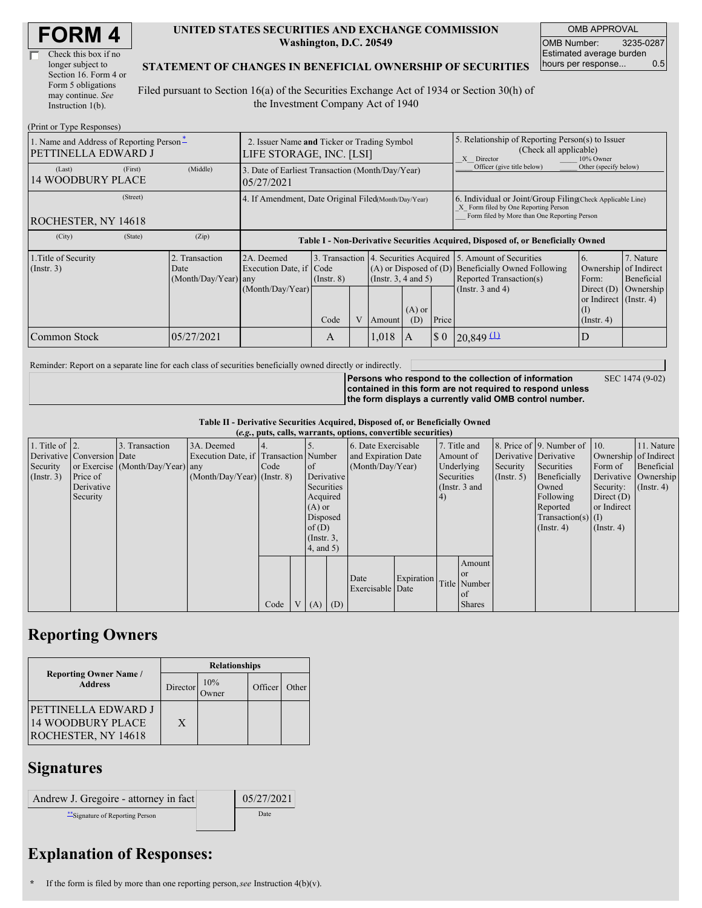# FORM 4

☐ Check this box if no longer subject to Section 16. Form 4 or Form 5 obligations may continue. *See* Instruction 1(b).

**UNITED STATES SECURITIES AND EXCHANGE COMMISSION**
**Washington, D.C. 20549**

**STATEMENT OF CHANGES IN BENEFICIAL OWNERSHIP OF SECURITIES**

Filed pursuant to Section 16(a) of the Securities Exchange Act of 1934 or Section 30(h) of the Investment Company Act of 1940

| OMB APPROVAL | |
|---|---|
| OMB Number: | 3235-0287 |
| Estimated average burden hours per response... | 0.5 |

(Print or Type Responses)

| 1. Name and Address of Reporting Person * | 2. Issuer Name **and** Ticker or Trading Symbol | 5. Relationship of Reporting Person(s) to Issuer (Check all applicable) |
|---|---|---|
| PETTINELLA EDWARD J | LIFE STORAGE, INC. [LSI] | _X_ Director ___ 10% Owner ___ Officer (give title below) ___ Other (specify below) |
| (Last) (First) (Middle) 14 WOODBURY PLACE | 3. Date of Earliest Transaction (Month/Day/Year) 05/27/2021 | |
| (Street) ROCHESTER, NY 14618 | 4. If Amendment, Date Original Filed (Month/Day/Year) | 6. Individual or Joint/Group Filing (Check Applicable Line) _X_ Form filed by One Reporting Person ___ Form filed by More than One Reporting Person |
| (City) (State) (Zip) | | |

**Table I - Non-Derivative Securities Acquired, Disposed of, or Beneficially Owned**

| 1.Title of Security (Instr. 3) | 2. Transaction Date (Month/Day/Year) | 2A. Deemed Execution Date, if any (Month/Day/Year) | 3. Transaction Code (Instr. 8) | | 4. Securities Acquired (A) or Disposed of (D) (Instr. 3, 4 and 5) | | | 5. Amount of Securities Beneficially Owned Following Reported Transaction(s) (Instr. 3 and 4) | 6. Ownership Form: Direct (D) or Indirect (I) (Instr. 4) | 7. Nature of Indirect Beneficial Ownership (Instr. 4) |
|---|---|---|---|---|---|---|---|---|---|---|
| | | | Code | V | Amount | (A) or (D) | Price | | | |
| Common Stock | 05/27/2021 | | A | | 1,018 | A | $ 0 | 20,849 (1) | D | |

Reminder: Report on a separate line for each class of securities beneficially owned directly or indirectly.

**Persons who respond to the collection of information contained in this form are not required to respond unless the form displays a currently valid OMB control number.** SEC 1474 (9-02)

**Table II - Derivative Securities Acquired, Disposed of, or Beneficially Owned**
**(*e.g.*, puts, calls, warrants, options, convertible securities)**

| 1. Title of Derivative Security (Instr. 3) | 2. Conversion or Exercise Price of Derivative Security | 3. Transaction Date (Month/Day/Year) | 3A. Deemed Execution Date, if any (Month/Day/Year) | 4. Transaction Code (Instr. 8) | | 5. Number of Derivative Securities Acquired (A) or Disposed of (D) (Instr. 3, 4, and 5) | | 6. Date Exercisable and Expiration Date (Month/Day/Year) | | 7. Title and Amount of Underlying Securities (Instr. 3 and 4) | | 8. Price of Derivative Security (Instr. 5) | 9. Number of Derivative Securities Beneficially Owned Following Reported Transaction(s) (Instr. 4) | 10. Ownership Form of Derivative Security: Direct (D) or Indirect (I) (Instr. 4) | 11. Nature of Indirect Beneficial Ownership (Instr. 4) |
|---|---|---|---|---|---|---|---|---|---|---|---|---|---|---|---|
| | | | | Code | V | (A) | (D) | Date Exercisable | Expiration Date | Title | Amount or Number of Shares | | | | |

## Reporting Owners

| Reporting Owner Name / Address | Relationships | | | |
|---|---|---|---|---|
| | Director | 10% Owner | Officer | Other |
| PETTINELLA EDWARD J 14 WOODBURY PLACE ROCHESTER, NY 14618 | X | | | |

## Signatures

| Andrew J. Gregoire - attorney in fact | | 05/27/2021 |
|---|---|---|
| **Signature of Reporting Person | | Date |

## Explanation of Responses:

\* If the form is filed by more than one reporting person, *see* Instruction 4(b)(v).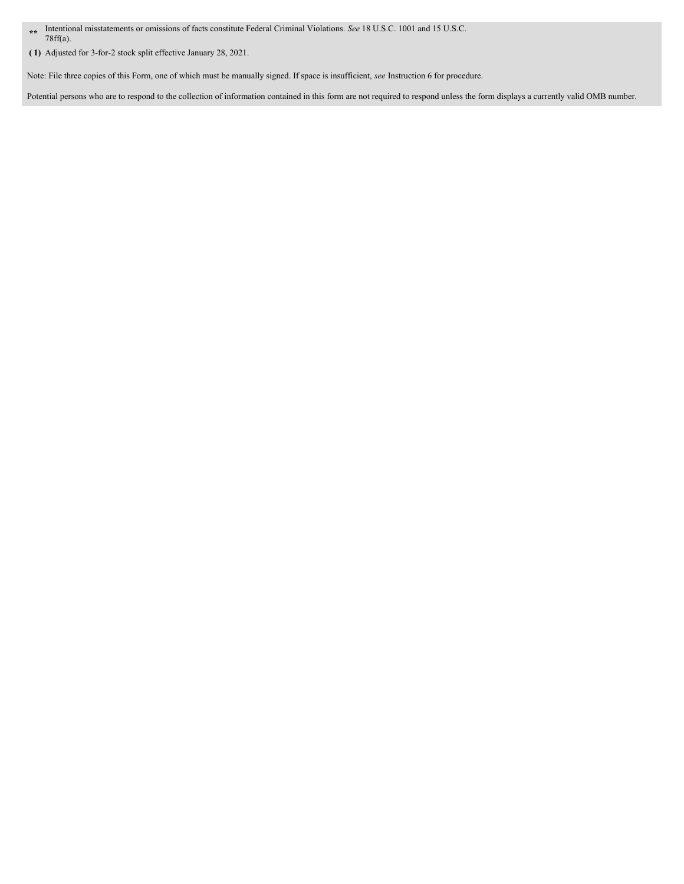** Intentional misstatements or omissions of facts constitute Federal Criminal Violations. *See* 18 U.S.C. 1001 and 15 U.S.C. 78ff(a).

**(1)** Adjusted for 3-for-2 stock split effective January 28, 2021.

Note: File three copies of this Form, one of which must be manually signed. If space is insufficient, *see* Instruction 6 for procedure.

Potential persons who are to respond to the collection of information contained in this form are not required to respond unless the form displays a currently valid OMB number.